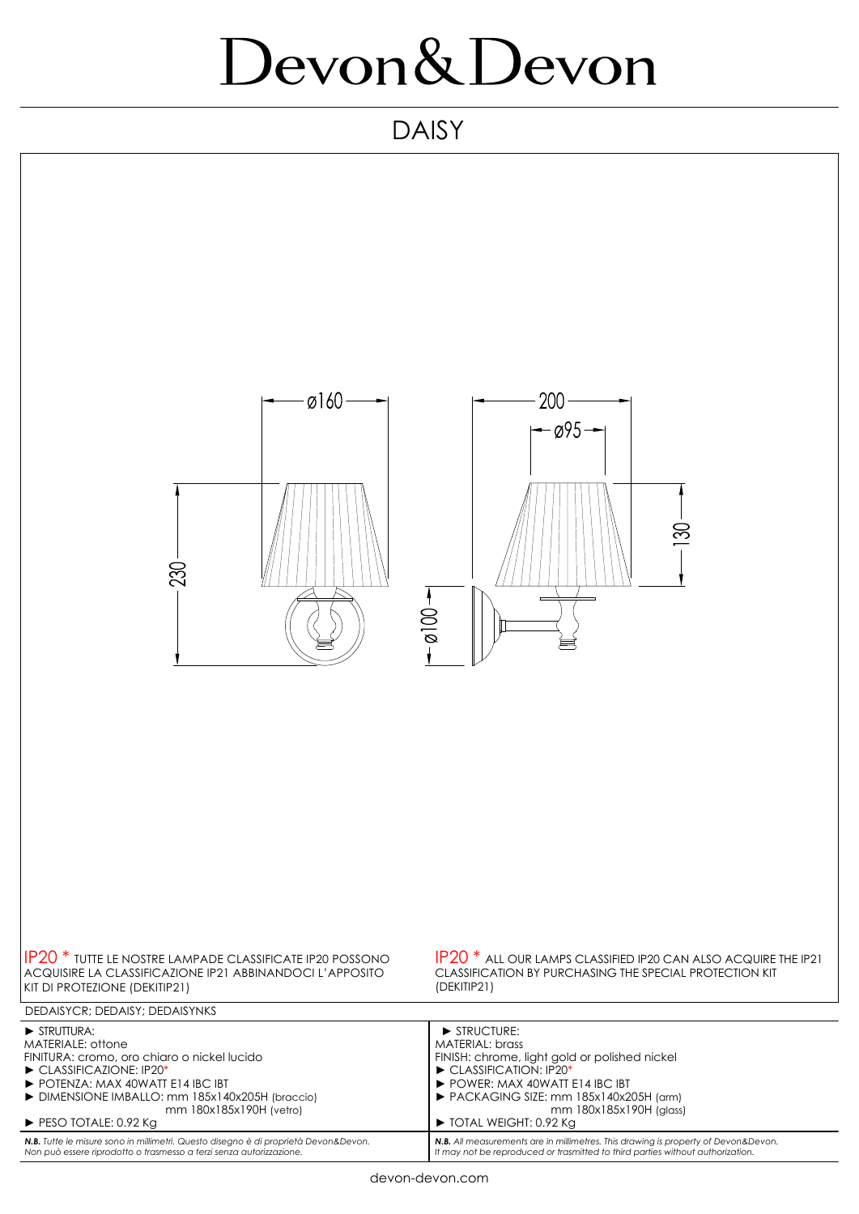# Devon&Devon

## DAISY

ø160

200

ø95

130

230

ø100

IP20 * TUTTE LE NOSTRE LAMPADE CLASSIFICATE IP20 POSSONO ACQUISIRE LA CLASSIFICAZIONE IP21 ABBINANDOCI L'APPOSITO KIT DI PROTEZIONE (DEKITIP21)

IP20 * ALL OUR LAMPS CLASSIFIED IP20 CAN ALSO ACQUIRE THE IP21 CLASSIFICATION BY PURCHASING THE SPECIAL PROTECTION KIT (DEKITIP21)

DEDAISYCR; DEDAISY; DEDAISYNKS

| | |
|---|---|
| ► STRUTTURA:<br>MATERIALE: ottone<br>FINITURA: cromo, oro chiaro o nickel lucido<br>► CLASSIFICAZIONE: IP20*<br>► POTENZA: MAX 40WATT E14 IBC IBT<br>► DIMENSIONE IMBALLO: mm 185x140x205H (braccio)<br>mm 180x185x190H (vetro)<br>► PESO TOTALE: 0.92 Kg | ► STRUCTURE:<br>MATERIAL: brass<br>FINISH: chrome, light gold or polished nickel<br>► CLASSIFICATION: IP20*<br>► POWER: MAX 40WATT E14 IBC IBT<br>► PACKAGING SIZE: mm 185x140x205H (arm)<br>mm 180x185x190H (glass)<br>► TOTAL WEIGHT: 0.92 Kg |
| ***N.B.*** *Tutte le misure sono in millimetri. Questo disegno è di proprietà Devon&Devon. Non può essere riprodotto o trasmesso a terzi senza autorizzazione.* | ***N.B.*** *All measurements are in millimetres. This drawing is property of Devon&Devon. It may not be reproduced or trasmitted to third parties without authorization.* |

devon-devon.com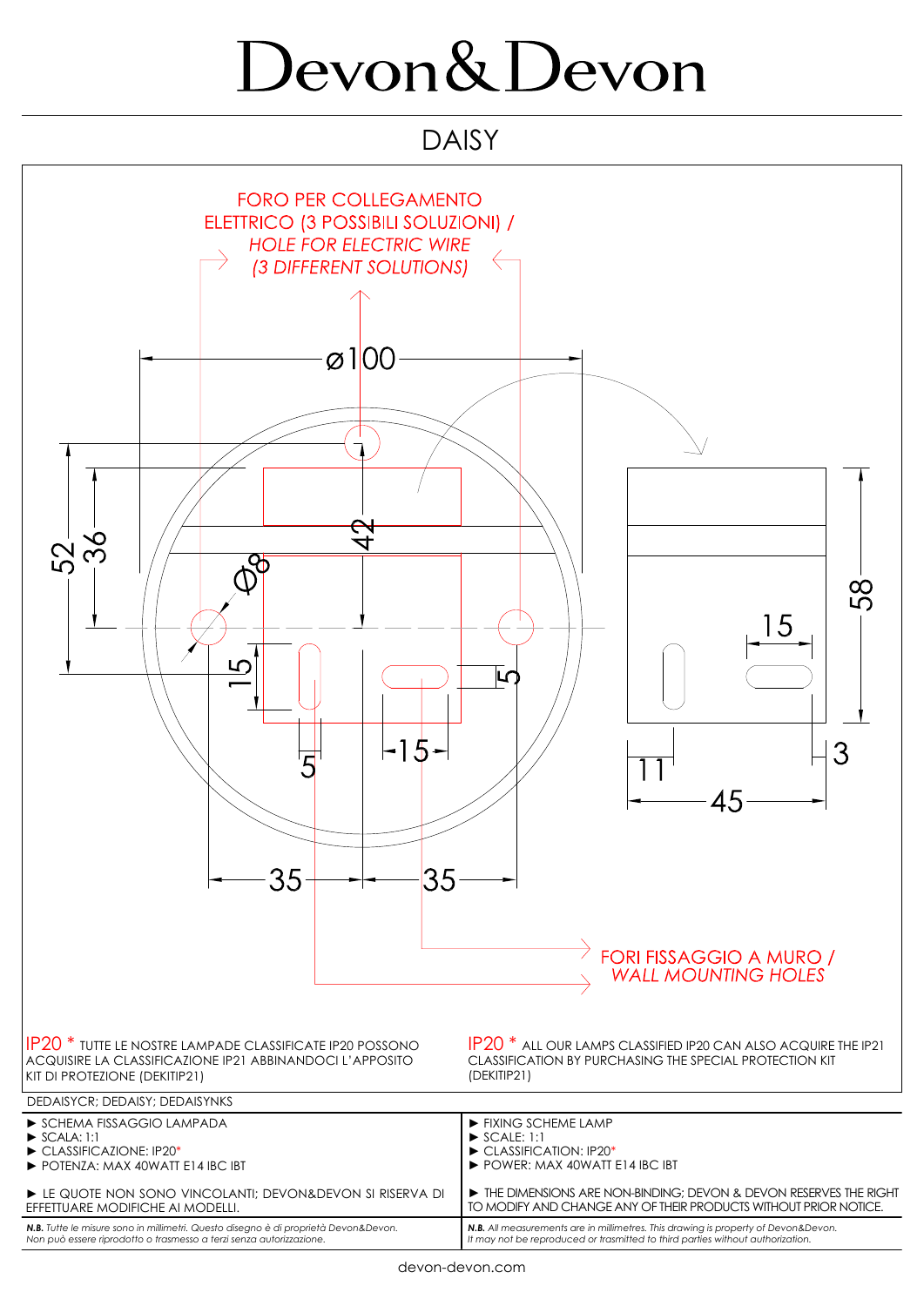# Devon&Devon

## DAISY

FORO PER COLLEGAMENTO ELETTRICO (3 POSSIBILI SOLUZIONI) /
*HOLE FOR ELECTRIC WIRE (3 DIFFERENT SOLUTIONS)*

ø100

52
36
42
Ø8
15
5
5
15
35
35

15
58
3
11
45

FORI FISSAGGIO A MURO /
*WALL MOUNTING HOLES*

IP20 * TUTTE LE NOSTRE LAMPADE CLASSIFICATE IP20 POSSONO ACQUISIRE LA CLASSIFICAZIONE IP21 ABBINANDOCI L'APPOSITO KIT DI PROTEZIONE (DEKITIP21)

IP20 * ALL OUR LAMPS CLASSIFIED IP20 CAN ALSO ACQUIRE THE IP21 CLASSIFICATION BY PURCHASING THE SPECIAL PROTECTION KIT (DEKITIP21)

DEDAISYCR; DEDAISY; DEDAISYNKS

| | |
|---|---|
| ► SCHEMA FISSAGGIO LAMPADA<br>► SCALA: 1:1<br>► CLASSIFICAZIONE: IP20*<br>► POTENZA: MAX 40WATT E14 IBC IBT | ► FIXING SCHEME LAMP<br>► SCALE: 1:1<br>► CLASSIFICATION: IP20*<br>► POWER: MAX 40WATT E14 IBC IBT |
| ► LE QUOTE NON SONO VINCOLANTI; DEVON&DEVON SI RISERVA DI EFFETTUARE MODIFICHE AI MODELLI. | ► THE DIMENSIONS ARE NON-BINDING; DEVON & DEVON RESERVES THE RIGHT TO MODIFY AND CHANGE ANY OF THEIR PRODUCTS WITHOUT PRIOR NOTICE. |
| ***N.B.*** *Tutte le misure sono in millimetri. Questo disegno è di proprietà Devon&Devon. Non può essere riprodotto o trasmesso a terzi senza autorizzazione.* | ***N.B.*** *All measurements are in millimetres. This drawing is property of Devon&Devon. It may not be reproduced or trasmitted to third parties without authorization.* |

devon-devon.com